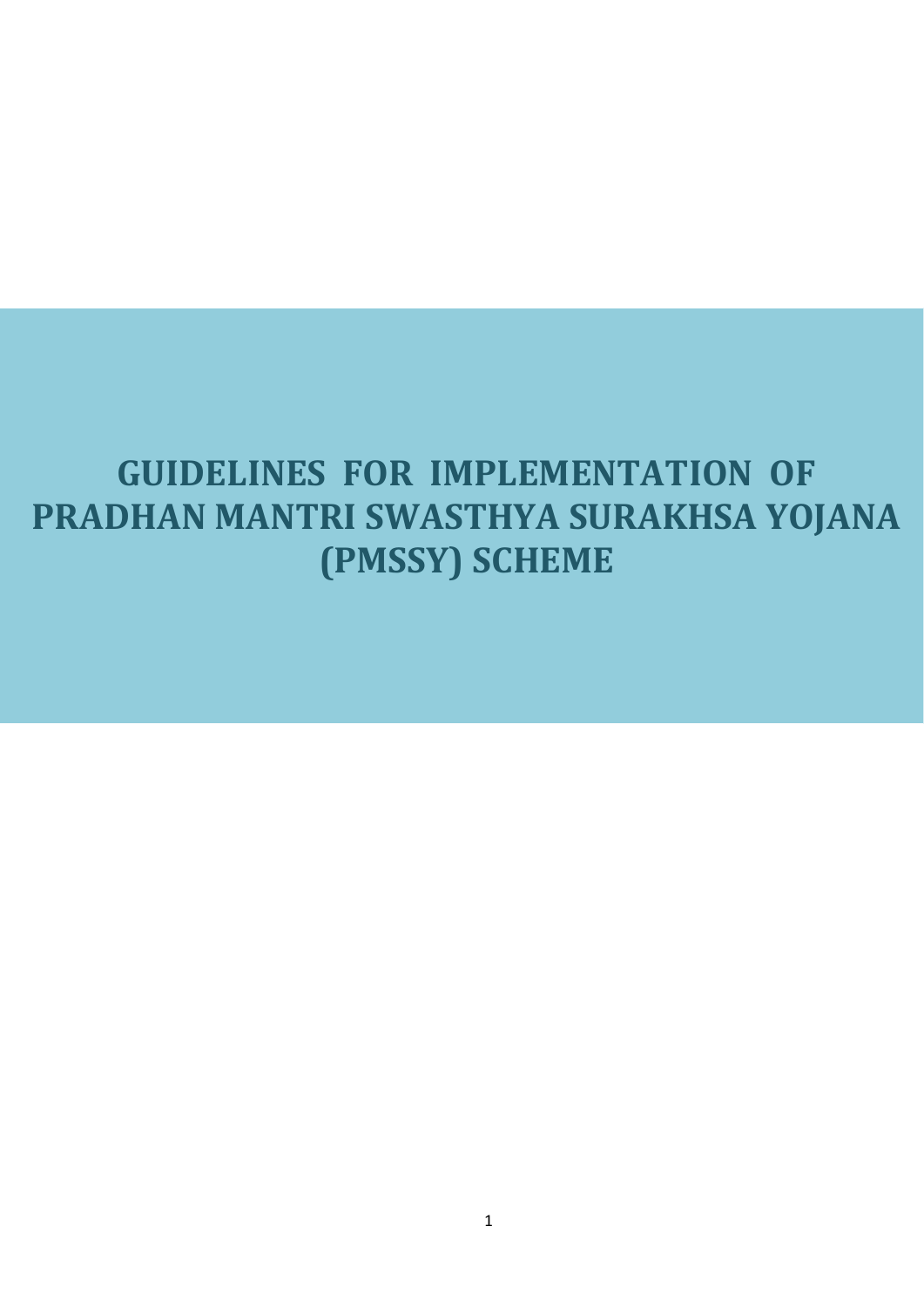# GUIDELINES FOR IMPLEMENTATION OF PRADHAN MANTRI SWASTHYA SURAKHSA YOJANA (PMSSY) SCHEME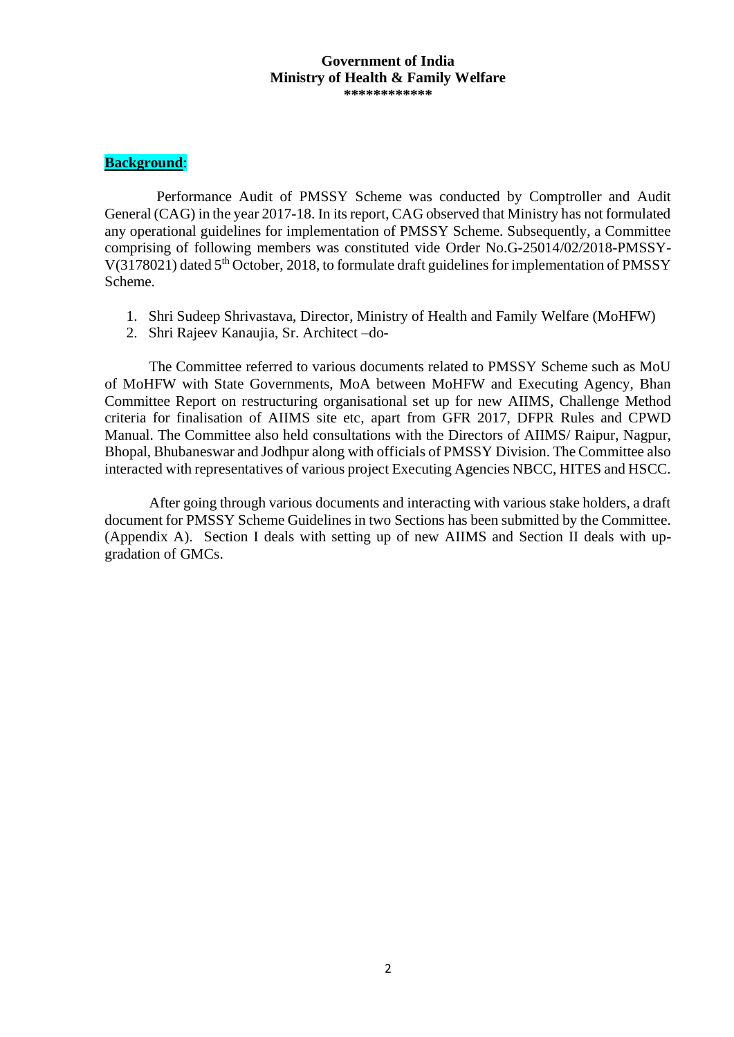**Government of India**
**Ministry of Health & Family Welfare**
************

**Background**:

Performance Audit of PMSSY Scheme was conducted by Comptroller and Audit General (CAG) in the year 2017-18. In its report, CAG observed that Ministry has not formulated any operational guidelines for implementation of PMSSY Scheme. Subsequently, a Committee comprising of following members was constituted vide Order No.G-25014/02/2018-PMSSY-V(3178021) dated 5th October, 2018, to formulate draft guidelines for implementation of PMSSY Scheme.

1. Shri Sudeep Shrivastava, Director, Ministry of Health and Family Welfare (MoHFW)
2. Shri Rajeev Kanaujia, Sr. Architect –do-

The Committee referred to various documents related to PMSSY Scheme such as MoU of MoHFW with State Governments, MoA between MoHFW and Executing Agency, Bhan Committee Report on restructuring organisational set up for new AIIMS, Challenge Method criteria for finalisation of AIIMS site etc, apart from GFR 2017, DFPR Rules and CPWD Manual. The Committee also held consultations with the Directors of AIIMS/ Raipur, Nagpur, Bhopal, Bhubaneswar and Jodhpur along with officials of PMSSY Division. The Committee also interacted with representatives of various project Executing Agencies NBCC, HITES and HSCC.

After going through various documents and interacting with various stake holders, a draft document for PMSSY Scheme Guidelines in two Sections has been submitted by the Committee. (Appendix A). Section I deals with setting up of new AIIMS and Section II deals with up-gradation of GMCs.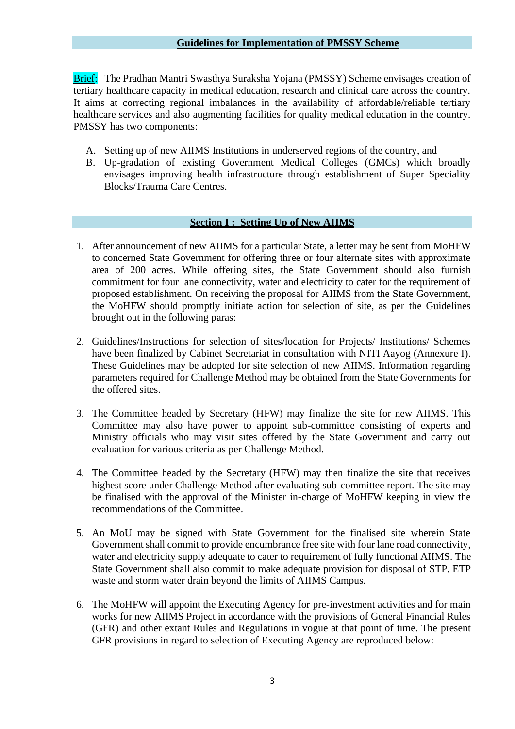## Guidelines for Implementation of PMSSY Scheme

Brief: The Pradhan Mantri Swasthya Suraksha Yojana (PMSSY) Scheme envisages creation of tertiary healthcare capacity in medical education, research and clinical care across the country. It aims at correcting regional imbalances in the availability of affordable/reliable tertiary healthcare services and also augmenting facilities for quality medical education in the country. PMSSY has two components:

A. Setting up of new AIIMS Institutions in underserved regions of the country, and
B. Up-gradation of existing Government Medical Colleges (GMCs) which broadly envisages improving health infrastructure through establishment of Super Speciality Blocks/Trauma Care Centres.

## Section I : Setting Up of New AIIMS

1. After announcement of new AIIMS for a particular State, a letter may be sent from MoHFW to concerned State Government for offering three or four alternate sites with approximate area of 200 acres. While offering sites, the State Government should also furnish commitment for four lane connectivity, water and electricity to cater for the requirement of proposed establishment. On receiving the proposal for AIIMS from the State Government, the MoHFW should promptly initiate action for selection of site, as per the Guidelines brought out in the following paras:

2. Guidelines/Instructions for selection of sites/location for Projects/ Institutions/ Schemes have been finalized by Cabinet Secretariat in consultation with NITI Aayog (Annexure I). These Guidelines may be adopted for site selection of new AIIMS. Information regarding parameters required for Challenge Method may be obtained from the State Governments for the offered sites.

3. The Committee headed by Secretary (HFW) may finalize the site for new AIIMS. This Committee may also have power to appoint sub-committee consisting of experts and Ministry officials who may visit sites offered by the State Government and carry out evaluation for various criteria as per Challenge Method.

4. The Committee headed by the Secretary (HFW) may then finalize the site that receives highest score under Challenge Method after evaluating sub-committee report. The site may be finalised with the approval of the Minister in-charge of MoHFW keeping in view the recommendations of the Committee.

5. An MoU may be signed with State Government for the finalised site wherein State Government shall commit to provide encumbrance free site with four lane road connectivity, water and electricity supply adequate to cater to requirement of fully functional AIIMS. The State Government shall also commit to make adequate provision for disposal of STP, ETP waste and storm water drain beyond the limits of AIIMS Campus.

6. The MoHFW will appoint the Executing Agency for pre-investment activities and for main works for new AIIMS Project in accordance with the provisions of General Financial Rules (GFR) and other extant Rules and Regulations in vogue at that point of time. The present GFR provisions in regard to selection of Executing Agency are reproduced below: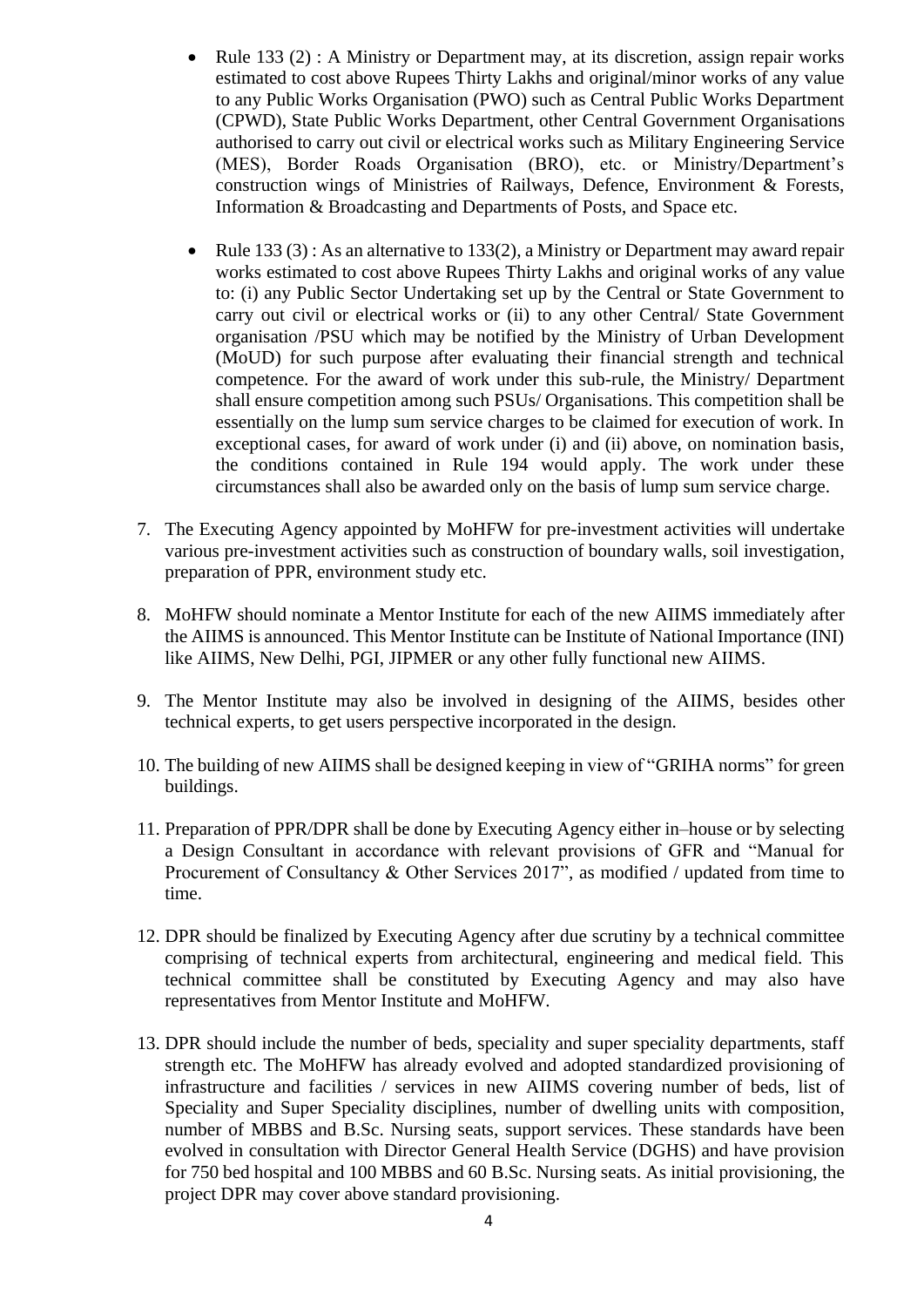- Rule 133 (2) : A Ministry or Department may, at its discretion, assign repair works estimated to cost above Rupees Thirty Lakhs and original/minor works of any value to any Public Works Organisation (PWO) such as Central Public Works Department (CPWD), State Public Works Department, other Central Government Organisations authorised to carry out civil or electrical works such as Military Engineering Service (MES), Border Roads Organisation (BRO), etc. or Ministry/Department's construction wings of Ministries of Railways, Defence, Environment & Forests, Information & Broadcasting and Departments of Posts, and Space etc.

- Rule 133 (3) : As an alternative to 133(2), a Ministry or Department may award repair works estimated to cost above Rupees Thirty Lakhs and original works of any value to: (i) any Public Sector Undertaking set up by the Central or State Government to carry out civil or electrical works or (ii) to any other Central/ State Government organisation /PSU which may be notified by the Ministry of Urban Development (MoUD) for such purpose after evaluating their financial strength and technical competence. For the award of work under this sub-rule, the Ministry/ Department shall ensure competition among such PSUs/ Organisations. This competition shall be essentially on the lump sum service charges to be claimed for execution of work. In exceptional cases, for award of work under (i) and (ii) above, on nomination basis, the conditions contained in Rule 194 would apply. The work under these circumstances shall also be awarded only on the basis of lump sum service charge.

7. The Executing Agency appointed by MoHFW for pre-investment activities will undertake various pre-investment activities such as construction of boundary walls, soil investigation, preparation of PPR, environment study etc.

8. MoHFW should nominate a Mentor Institute for each of the new AIIMS immediately after the AIIMS is announced. This Mentor Institute can be Institute of National Importance (INI) like AIIMS, New Delhi, PGI, JIPMER or any other fully functional new AIIMS.

9. The Mentor Institute may also be involved in designing of the AIIMS, besides other technical experts, to get users perspective incorporated in the design.

10. The building of new AIIMS shall be designed keeping in view of "GRIHA norms" for green buildings.

11. Preparation of PPR/DPR shall be done by Executing Agency either in–house or by selecting a Design Consultant in accordance with relevant provisions of GFR and "Manual for Procurement of Consultancy & Other Services 2017", as modified / updated from time to time.

12. DPR should be finalized by Executing Agency after due scrutiny by a technical committee comprising of technical experts from architectural, engineering and medical field. This technical committee shall be constituted by Executing Agency and may also have representatives from Mentor Institute and MoHFW.

13. DPR should include the number of beds, speciality and super speciality departments, staff strength etc. The MoHFW has already evolved and adopted standardized provisioning of infrastructure and facilities / services in new AIIMS covering number of beds, list of Speciality and Super Speciality disciplines, number of dwelling units with composition, number of MBBS and B.Sc. Nursing seats, support services. These standards have been evolved in consultation with Director General Health Service (DGHS) and have provision for 750 bed hospital and 100 MBBS and 60 B.Sc. Nursing seats. As initial provisioning, the project DPR may cover above standard provisioning.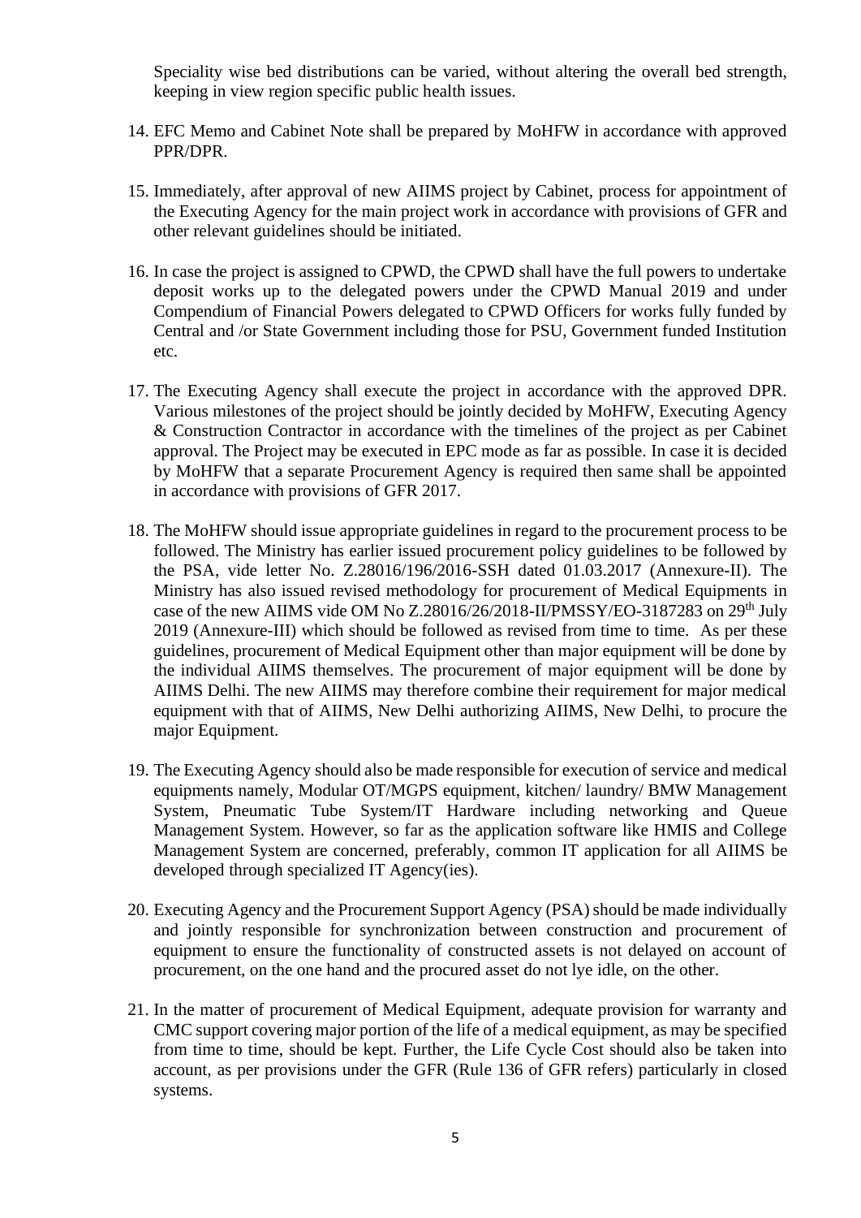Speciality wise bed distributions can be varied, without altering the overall bed strength, keeping in view region specific public health issues.

14. EFC Memo and Cabinet Note shall be prepared by MoHFW in accordance with approved PPR/DPR.

15. Immediately, after approval of new AIIMS project by Cabinet, process for appointment of the Executing Agency for the main project work in accordance with provisions of GFR and other relevant guidelines should be initiated.

16. In case the project is assigned to CPWD, the CPWD shall have the full powers to undertake deposit works up to the delegated powers under the CPWD Manual 2019 and under Compendium of Financial Powers delegated to CPWD Officers for works fully funded by Central and /or State Government including those for PSU, Government funded Institution etc.

17. The Executing Agency shall execute the project in accordance with the approved DPR. Various milestones of the project should be jointly decided by MoHFW, Executing Agency & Construction Contractor in accordance with the timelines of the project as per Cabinet approval. The Project may be executed in EPC mode as far as possible. In case it is decided by MoHFW that a separate Procurement Agency is required then same shall be appointed in accordance with provisions of GFR 2017.

18. The MoHFW should issue appropriate guidelines in regard to the procurement process to be followed. The Ministry has earlier issued procurement policy guidelines to be followed by the PSA, vide letter No. Z.28016/196/2016-SSH dated 01.03.2017 (Annexure-II). The Ministry has also issued revised methodology for procurement of Medical Equipments in case of the new AIIMS vide OM No Z.28016/26/2018-II/PMSSY/EO-3187283 on 29th July 2019 (Annexure-III) which should be followed as revised from time to time. As per these guidelines, procurement of Medical Equipment other than major equipment will be done by the individual AIIMS themselves. The procurement of major equipment will be done by AIIMS Delhi. The new AIIMS may therefore combine their requirement for major medical equipment with that of AIIMS, New Delhi authorizing AIIMS, New Delhi, to procure the major Equipment.

19. The Executing Agency should also be made responsible for execution of service and medical equipments namely, Modular OT/MGPS equipment, kitchen/ laundry/ BMW Management System, Pneumatic Tube System/IT Hardware including networking and Queue Management System. However, so far as the application software like HMIS and College Management System are concerned, preferably, common IT application for all AIIMS be developed through specialized IT Agency(ies).

20. Executing Agency and the Procurement Support Agency (PSA) should be made individually and jointly responsible for synchronization between construction and procurement of equipment to ensure the functionality of constructed assets is not delayed on account of procurement, on the one hand and the procured asset do not lye idle, on the other.

21. In the matter of procurement of Medical Equipment, adequate provision for warranty and CMC support covering major portion of the life of a medical equipment, as may be specified from time to time, should be kept. Further, the Life Cycle Cost should also be taken into account, as per provisions under the GFR (Rule 136 of GFR refers) particularly in closed systems.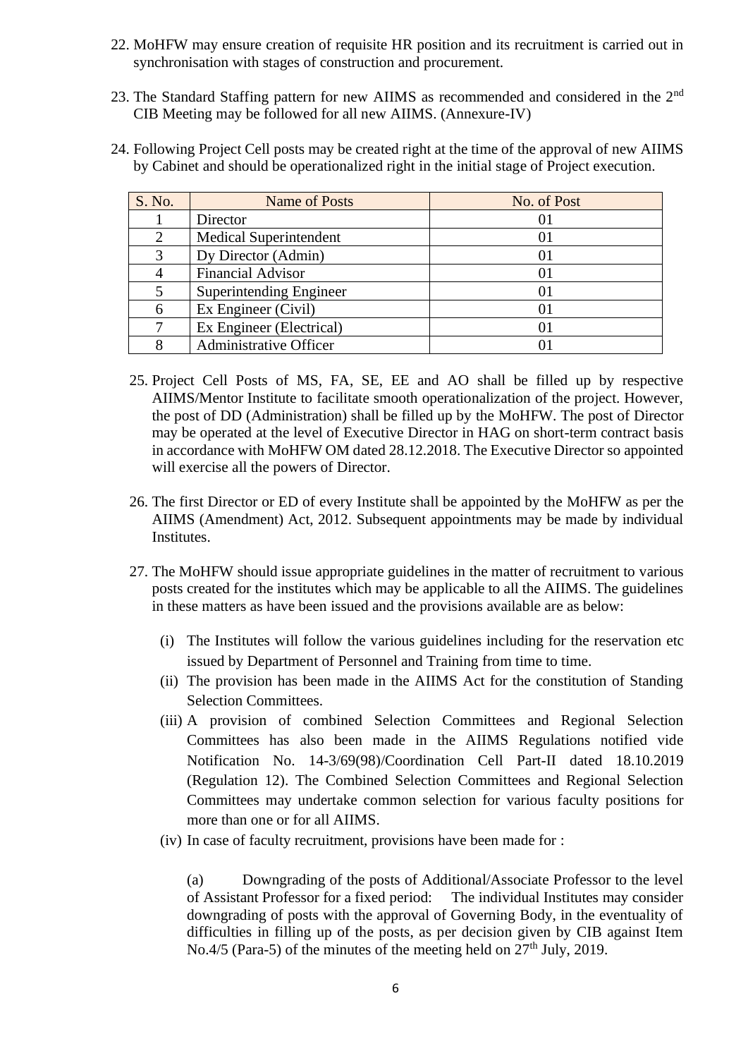22. MoHFW may ensure creation of requisite HR position and its recruitment is carried out in synchronisation with stages of construction and procurement.

23. The Standard Staffing pattern for new AIIMS as recommended and considered in the 2nd CIB Meeting may be followed for all new AIIMS. (Annexure-IV)

24. Following Project Cell posts may be created right at the time of the approval of new AIIMS by Cabinet and should be operationalized right in the initial stage of Project execution.

| S. No. | Name of Posts | No. of Post |
|---|---|---|
| 1 | Director | 01 |
| 2 | Medical Superintendent | 01 |
| 3 | Dy Director (Admin) | 01 |
| 4 | Financial Advisor | 01 |
| 5 | Superintending Engineer | 01 |
| 6 | Ex Engineer (Civil) | 01 |
| 7 | Ex Engineer (Electrical) | 01 |
| 8 | Administrative Officer | 01 |

25. Project Cell Posts of MS, FA, SE, EE and AO shall be filled up by respective AIIMS/Mentor Institute to facilitate smooth operationalization of the project. However, the post of DD (Administration) shall be filled up by the MoHFW. The post of Director may be operated at the level of Executive Director in HAG on short-term contract basis in accordance with MoHFW OM dated 28.12.2018. The Executive Director so appointed will exercise all the powers of Director.

26. The first Director or ED of every Institute shall be appointed by the MoHFW as per the AIIMS (Amendment) Act, 2012. Subsequent appointments may be made by individual Institutes.

27. The MoHFW should issue appropriate guidelines in the matter of recruitment to various posts created for the institutes which may be applicable to all the AIIMS. The guidelines in these matters as have been issued and the provisions available are as below:

    (i) The Institutes will follow the various guidelines including for the reservation etc issued by Department of Personnel and Training from time to time.

    (ii) The provision has been made in the AIIMS Act for the constitution of Standing Selection Committees.

    (iii) A provision of combined Selection Committees and Regional Selection Committees has also been made in the AIIMS Regulations notified vide Notification No. 14-3/69(98)/Coordination Cell Part-II dated 18.10.2019 (Regulation 12). The Combined Selection Committees and Regional Selection Committees may undertake common selection for various faculty positions for more than one or for all AIIMS.

    (iv) In case of faculty recruitment, provisions have been made for :

    (a) Downgrading of the posts of Additional/Associate Professor to the level of Assistant Professor for a fixed period: The individual Institutes may consider downgrading of posts with the approval of Governing Body, in the eventuality of difficulties in filling up of the posts, as per decision given by CIB against Item No.4/5 (Para-5) of the minutes of the meeting held on 27th July, 2019.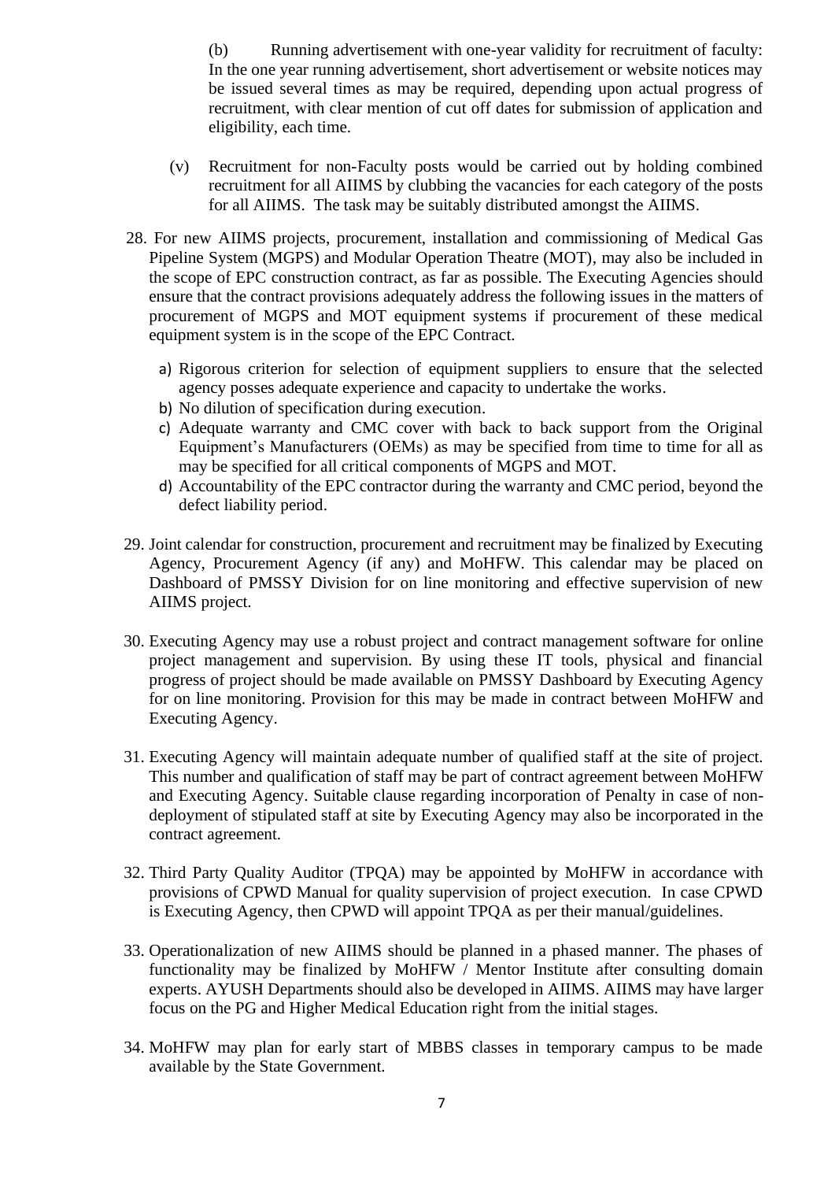(b) Running advertisement with one-year validity for recruitment of faculty: In the one year running advertisement, short advertisement or website notices may be issued several times as may be required, depending upon actual progress of recruitment, with clear mention of cut off dates for submission of application and eligibility, each time.

(v) Recruitment for non-Faculty posts would be carried out by holding combined recruitment for all AIIMS by clubbing the vacancies for each category of the posts for all AIIMS. The task may be suitably distributed amongst the AIIMS.

28. For new AIIMS projects, procurement, installation and commissioning of Medical Gas Pipeline System (MGPS) and Modular Operation Theatre (MOT), may also be included in the scope of EPC construction contract, as far as possible. The Executing Agencies should ensure that the contract provisions adequately address the following issues in the matters of procurement of MGPS and MOT equipment systems if procurement of these medical equipment system is in the scope of the EPC Contract.

    a) Rigorous criterion for selection of equipment suppliers to ensure that the selected agency posses adequate experience and capacity to undertake the works.
    b) No dilution of specification during execution.
    c) Adequate warranty and CMC cover with back to back support from the Original Equipment's Manufacturers (OEMs) as may be specified from time to time for all as may be specified for all critical components of MGPS and MOT.
    d) Accountability of the EPC contractor during the warranty and CMC period, beyond the defect liability period.

29. Joint calendar for construction, procurement and recruitment may be finalized by Executing Agency, Procurement Agency (if any) and MoHFW. This calendar may be placed on Dashboard of PMSSY Division for on line monitoring and effective supervision of new AIIMS project.

30. Executing Agency may use a robust project and contract management software for online project management and supervision. By using these IT tools, physical and financial progress of project should be made available on PMSSY Dashboard by Executing Agency for on line monitoring. Provision for this may be made in contract between MoHFW and Executing Agency.

31. Executing Agency will maintain adequate number of qualified staff at the site of project. This number and qualification of staff may be part of contract agreement between MoHFW and Executing Agency. Suitable clause regarding incorporation of Penalty in case of non-deployment of stipulated staff at site by Executing Agency may also be incorporated in the contract agreement.

32. Third Party Quality Auditor (TPQA) may be appointed by MoHFW in accordance with provisions of CPWD Manual for quality supervision of project execution. In case CPWD is Executing Agency, then CPWD will appoint TPQA as per their manual/guidelines.

33. Operationalization of new AIIMS should be planned in a phased manner. The phases of functionality may be finalized by MoHFW / Mentor Institute after consulting domain experts. AYUSH Departments should also be developed in AIIMS. AIIMS may have larger focus on the PG and Higher Medical Education right from the initial stages.

34. MoHFW may plan for early start of MBBS classes in temporary campus to be made available by the State Government.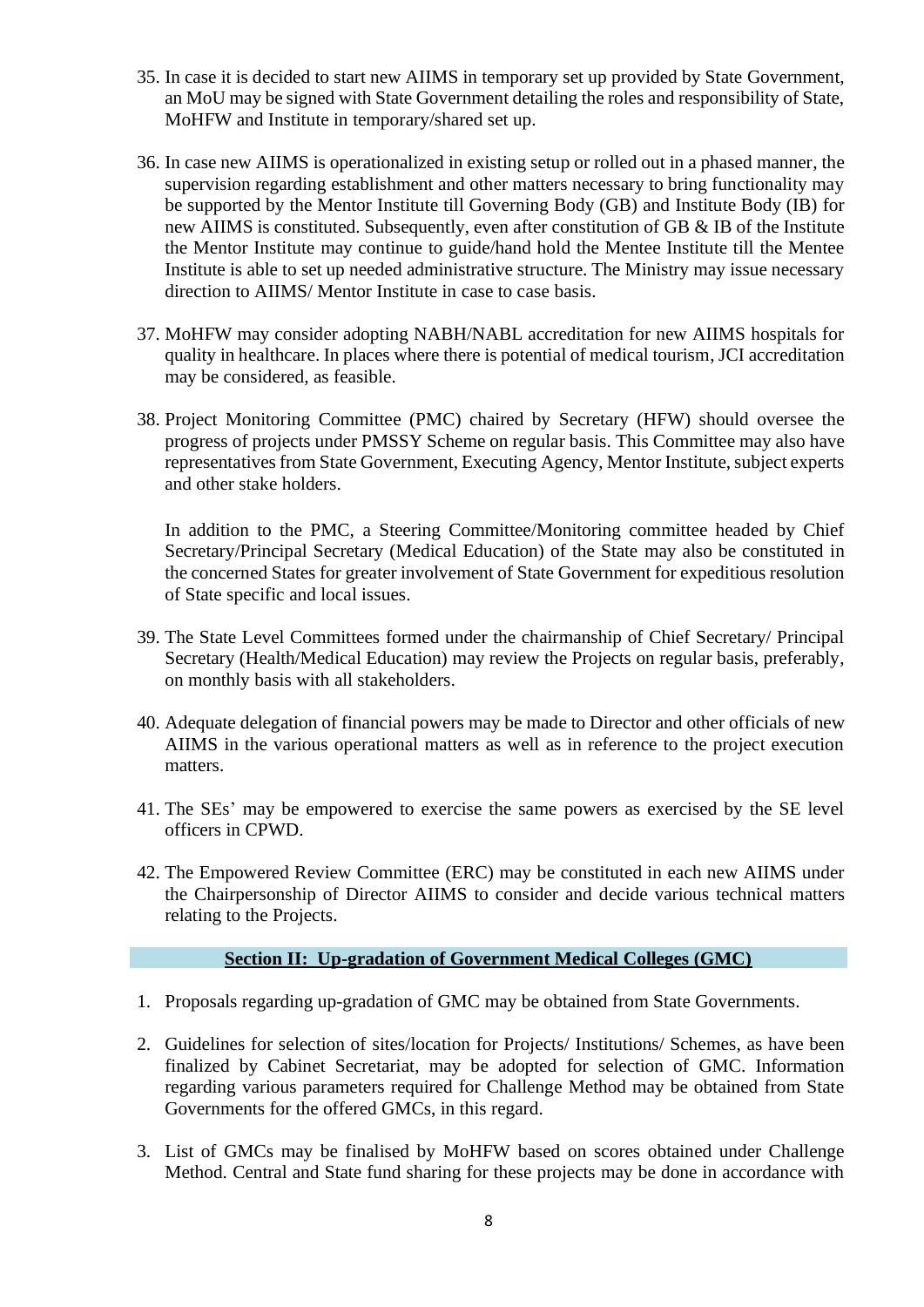35. In case it is decided to start new AIIMS in temporary set up provided by State Government, an MoU may be signed with State Government detailing the roles and responsibility of State, MoHFW and Institute in temporary/shared set up.

36. In case new AIIMS is operationalized in existing setup or rolled out in a phased manner, the supervision regarding establishment and other matters necessary to bring functionality may be supported by the Mentor Institute till Governing Body (GB) and Institute Body (IB) for new AIIMS is constituted. Subsequently, even after constitution of GB & IB of the Institute the Mentor Institute may continue to guide/hand hold the Mentee Institute till the Mentee Institute is able to set up needed administrative structure. The Ministry may issue necessary direction to AIIMS/ Mentor Institute in case to case basis.

37. MoHFW may consider adopting NABH/NABL accreditation for new AIIMS hospitals for quality in healthcare. In places where there is potential of medical tourism, JCI accreditation may be considered, as feasible.

38. Project Monitoring Committee (PMC) chaired by Secretary (HFW) should oversee the progress of projects under PMSSY Scheme on regular basis. This Committee may also have representatives from State Government, Executing Agency, Mentor Institute, subject experts and other stake holders.

    In addition to the PMC, a Steering Committee/Monitoring committee headed by Chief Secretary/Principal Secretary (Medical Education) of the State may also be constituted in the concerned States for greater involvement of State Government for expeditious resolution of State specific and local issues.

39. The State Level Committees formed under the chairmanship of Chief Secretary/ Principal Secretary (Health/Medical Education) may review the Projects on regular basis, preferably, on monthly basis with all stakeholders.

40. Adequate delegation of financial powers may be made to Director and other officials of new AIIMS in the various operational matters as well as in reference to the project execution matters.

41. The SEs' may be empowered to exercise the same powers as exercised by the SE level officers in CPWD.

42. The Empowered Review Committee (ERC) may be constituted in each new AIIMS under the Chairpersonship of Director AIIMS to consider and decide various technical matters relating to the Projects.

## Section II: Up-gradation of Government Medical Colleges (GMC)

1. Proposals regarding up-gradation of GMC may be obtained from State Governments.

2. Guidelines for selection of sites/location for Projects/ Institutions/ Schemes, as have been finalized by Cabinet Secretariat, may be adopted for selection of GMC. Information regarding various parameters required for Challenge Method may be obtained from State Governments for the offered GMCs, in this regard.

3. List of GMCs may be finalised by MoHFW based on scores obtained under Challenge Method. Central and State fund sharing for these projects may be done in accordance with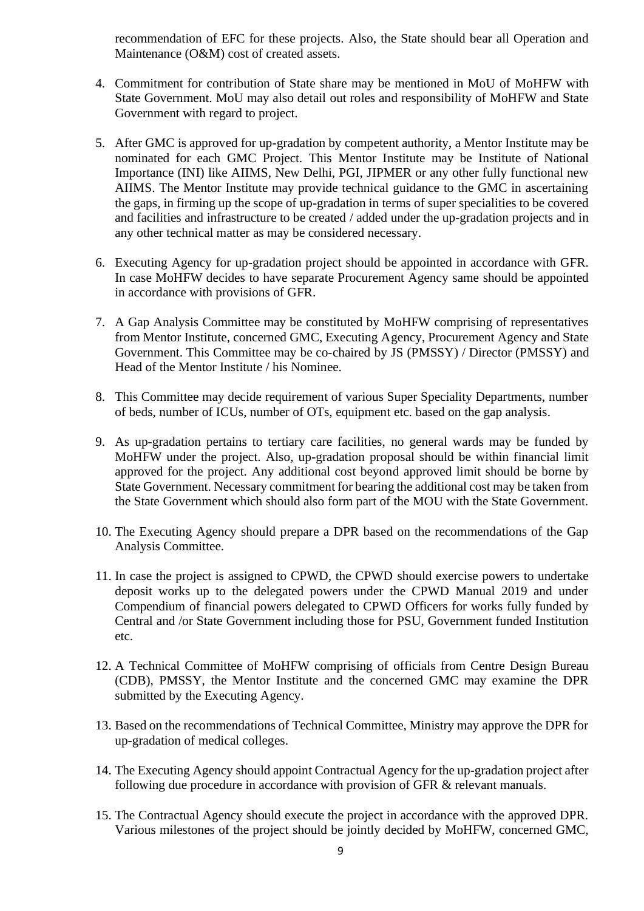recommendation of EFC for these projects. Also, the State should bear all Operation and Maintenance (O&M) cost of created assets.

4. Commitment for contribution of State share may be mentioned in MoU of MoHFW with State Government. MoU may also detail out roles and responsibility of MoHFW and State Government with regard to project.

5. After GMC is approved for up-gradation by competent authority, a Mentor Institute may be nominated for each GMC Project. This Mentor Institute may be Institute of National Importance (INI) like AIIMS, New Delhi, PGI, JIPMER or any other fully functional new AIIMS. The Mentor Institute may provide technical guidance to the GMC in ascertaining the gaps, in firming up the scope of up-gradation in terms of super specialities to be covered and facilities and infrastructure to be created / added under the up-gradation projects and in any other technical matter as may be considered necessary.

6. Executing Agency for up-gradation project should be appointed in accordance with GFR. In case MoHFW decides to have separate Procurement Agency same should be appointed in accordance with provisions of GFR.

7. A Gap Analysis Committee may be constituted by MoHFW comprising of representatives from Mentor Institute, concerned GMC, Executing Agency, Procurement Agency and State Government. This Committee may be co-chaired by JS (PMSSY) / Director (PMSSY) and Head of the Mentor Institute / his Nominee.

8. This Committee may decide requirement of various Super Speciality Departments, number of beds, number of ICUs, number of OTs, equipment etc. based on the gap analysis.

9. As up-gradation pertains to tertiary care facilities, no general wards may be funded by MoHFW under the project. Also, up-gradation proposal should be within financial limit approved for the project. Any additional cost beyond approved limit should be borne by State Government. Necessary commitment for bearing the additional cost may be taken from the State Government which should also form part of the MOU with the State Government.

10. The Executing Agency should prepare a DPR based on the recommendations of the Gap Analysis Committee.

11. In case the project is assigned to CPWD, the CPWD should exercise powers to undertake deposit works up to the delegated powers under the CPWD Manual 2019 and under Compendium of financial powers delegated to CPWD Officers for works fully funded by Central and /or State Government including those for PSU, Government funded Institution etc.

12. A Technical Committee of MoHFW comprising of officials from Centre Design Bureau (CDB), PMSSY, the Mentor Institute and the concerned GMC may examine the DPR submitted by the Executing Agency.

13. Based on the recommendations of Technical Committee, Ministry may approve the DPR for up-gradation of medical colleges.

14. The Executing Agency should appoint Contractual Agency for the up-gradation project after following due procedure in accordance with provision of GFR & relevant manuals.

15. The Contractual Agency should execute the project in accordance with the approved DPR. Various milestones of the project should be jointly decided by MoHFW, concerned GMC,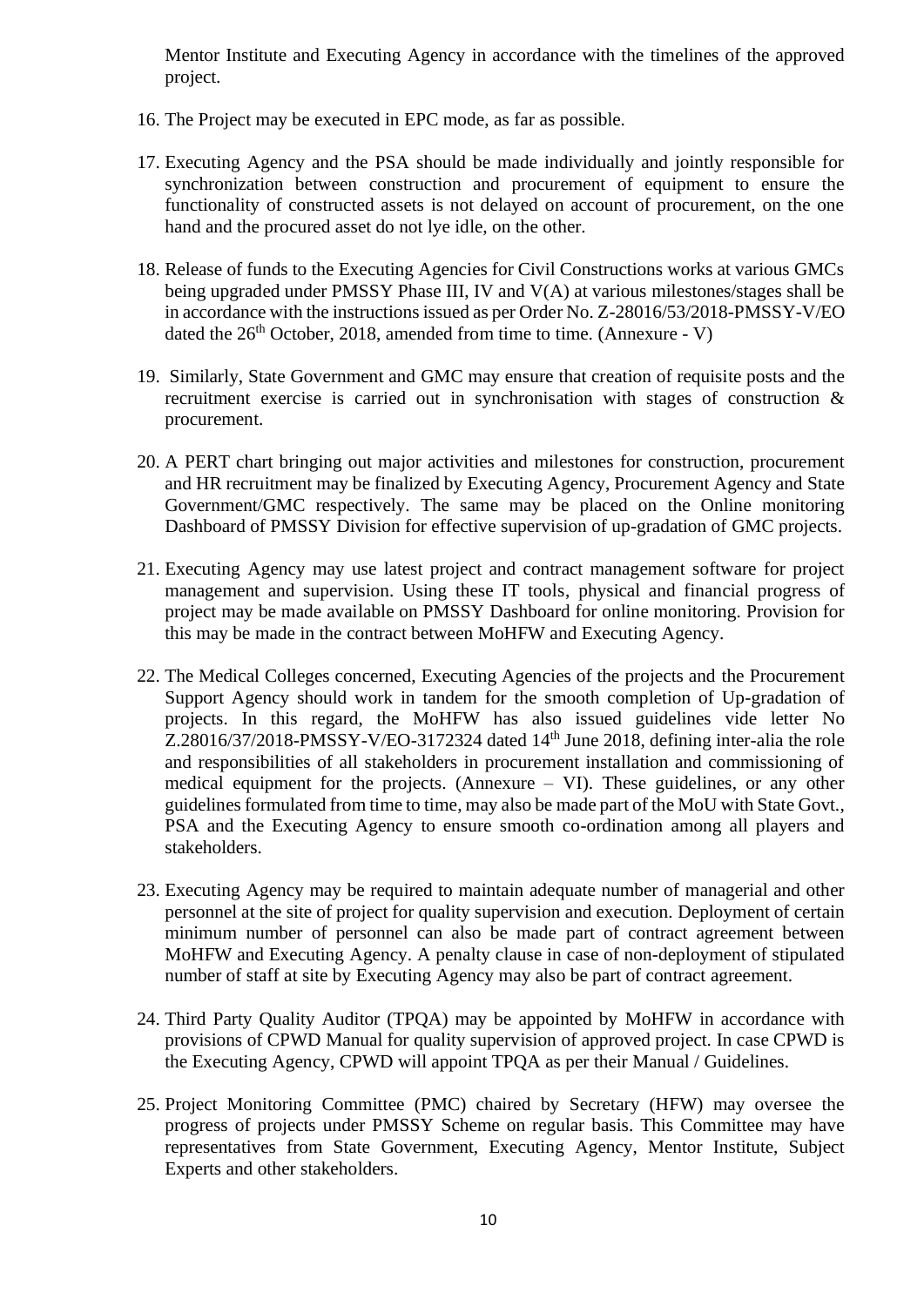Mentor Institute and Executing Agency in accordance with the timelines of the approved project.

16. The Project may be executed in EPC mode, as far as possible.

17. Executing Agency and the PSA should be made individually and jointly responsible for synchronization between construction and procurement of equipment to ensure the functionality of constructed assets is not delayed on account of procurement, on the one hand and the procured asset do not lye idle, on the other.

18. Release of funds to the Executing Agencies for Civil Constructions works at various GMCs being upgraded under PMSSY Phase III, IV and V(A) at various milestones/stages shall be in accordance with the instructions issued as per Order No. Z-28016/53/2018-PMSSY-V/EO dated the 26th October, 2018, amended from time to time. (Annexure - V)

19. Similarly, State Government and GMC may ensure that creation of requisite posts and the recruitment exercise is carried out in synchronisation with stages of construction & procurement.

20. A PERT chart bringing out major activities and milestones for construction, procurement and HR recruitment may be finalized by Executing Agency, Procurement Agency and State Government/GMC respectively. The same may be placed on the Online monitoring Dashboard of PMSSY Division for effective supervision of up-gradation of GMC projects.

21. Executing Agency may use latest project and contract management software for project management and supervision. Using these IT tools, physical and financial progress of project may be made available on PMSSY Dashboard for online monitoring. Provision for this may be made in the contract between MoHFW and Executing Agency.

22. The Medical Colleges concerned, Executing Agencies of the projects and the Procurement Support Agency should work in tandem for the smooth completion of Up-gradation of projects. In this regard, the MoHFW has also issued guidelines vide letter No Z.28016/37/2018-PMSSY-V/EO-3172324 dated 14th June 2018, defining inter-alia the role and responsibilities of all stakeholders in procurement installation and commissioning of medical equipment for the projects. (Annexure – VI). These guidelines, or any other guidelines formulated from time to time, may also be made part of the MoU with State Govt., PSA and the Executing Agency to ensure smooth co-ordination among all players and stakeholders.

23. Executing Agency may be required to maintain adequate number of managerial and other personnel at the site of project for quality supervision and execution. Deployment of certain minimum number of personnel can also be made part of contract agreement between MoHFW and Executing Agency. A penalty clause in case of non-deployment of stipulated number of staff at site by Executing Agency may also be part of contract agreement.

24. Third Party Quality Auditor (TPQA) may be appointed by MoHFW in accordance with provisions of CPWD Manual for quality supervision of approved project. In case CPWD is the Executing Agency, CPWD will appoint TPQA as per their Manual / Guidelines.

25. Project Monitoring Committee (PMC) chaired by Secretary (HFW) may oversee the progress of projects under PMSSY Scheme on regular basis. This Committee may have representatives from State Government, Executing Agency, Mentor Institute, Subject Experts and other stakeholders.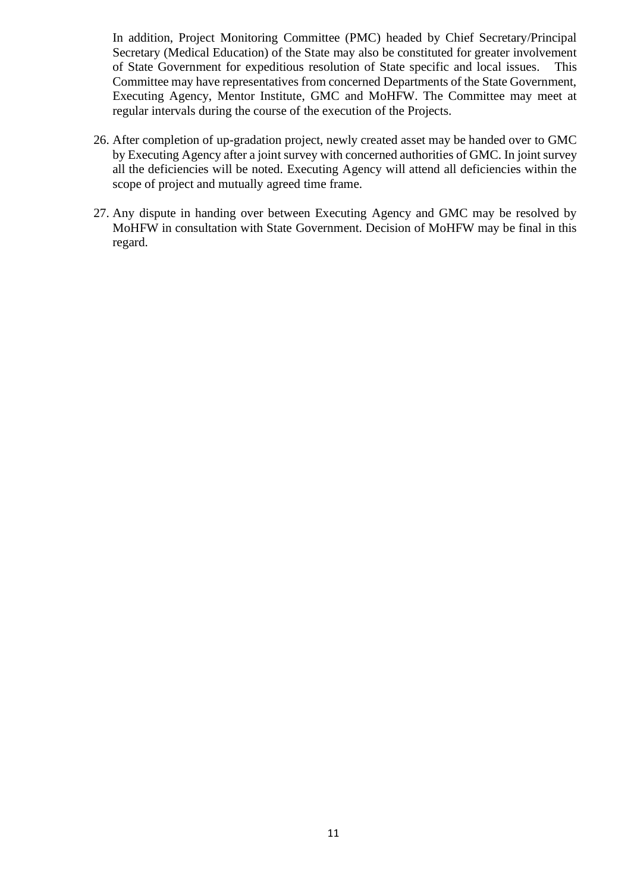In addition, Project Monitoring Committee (PMC) headed by Chief Secretary/Principal Secretary (Medical Education) of the State may also be constituted for greater involvement of State Government for expeditious resolution of State specific and local issues. This Committee may have representatives from concerned Departments of the State Government, Executing Agency, Mentor Institute, GMC and MoHFW. The Committee may meet at regular intervals during the course of the execution of the Projects.

26. After completion of up-gradation project, newly created asset may be handed over to GMC by Executing Agency after a joint survey with concerned authorities of GMC. In joint survey all the deficiencies will be noted. Executing Agency will attend all deficiencies within the scope of project and mutually agreed time frame.

27. Any dispute in handing over between Executing Agency and GMC may be resolved by MoHFW in consultation with State Government. Decision of MoHFW may be final in this regard.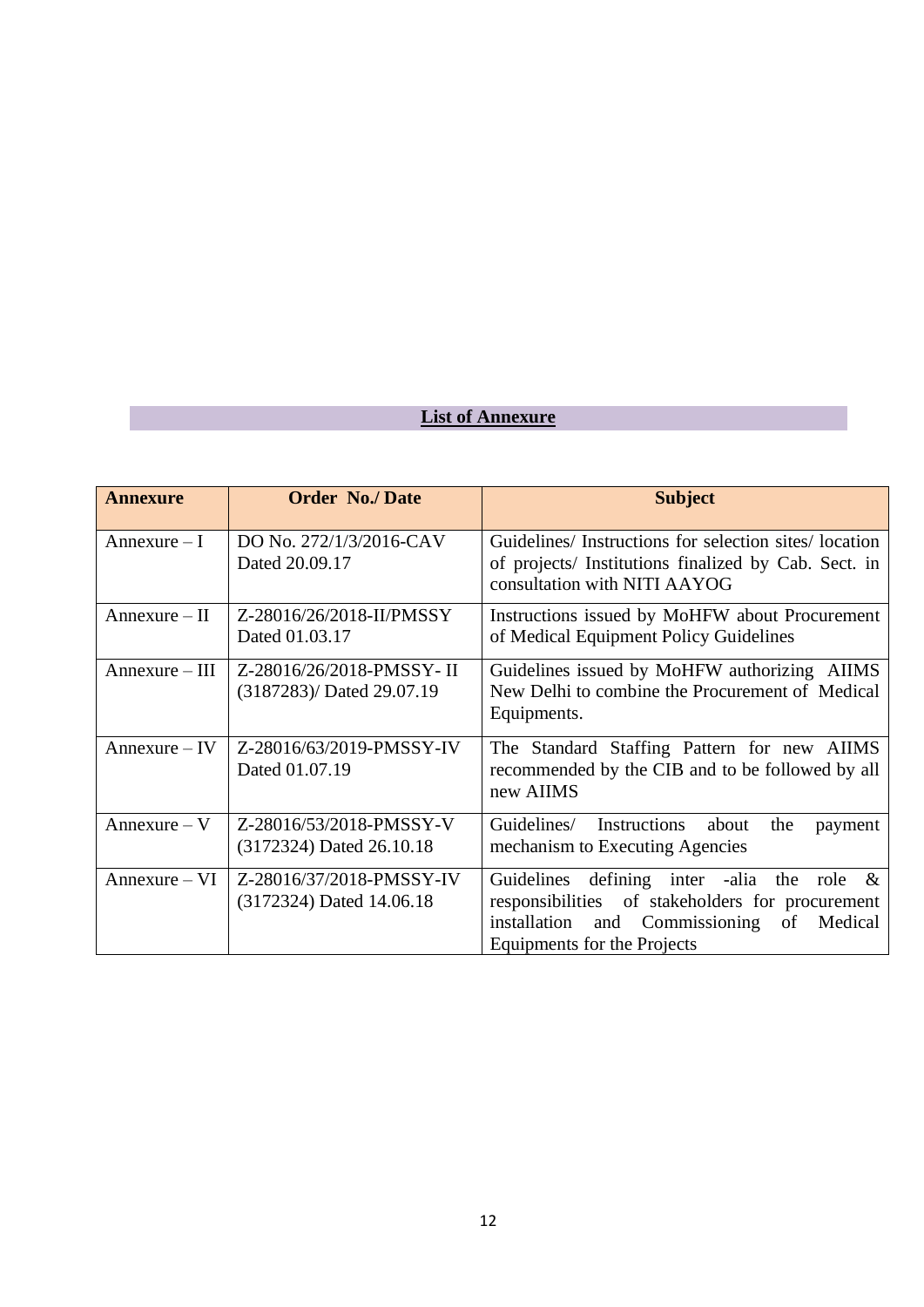## List of Annexure

| Annexure | Order No./ Date | Subject |
|---|---|---|
| Annexure – I | DO No. 272/1/3/2016-CAV Dated 20.09.17 | Guidelines/ Instructions for selection sites/ location of projects/ Institutions finalized by Cab. Sect. in consultation with NITI AAYOG |
| Annexure – II | Z-28016/26/2018-II/PMSSY Dated 01.03.17 | Instructions issued by MoHFW about Procurement of Medical Equipment Policy Guidelines |
| Annexure – III | Z-28016/26/2018-PMSSY- II (3187283)/ Dated 29.07.19 | Guidelines issued by MoHFW authorizing AIIMS New Delhi to combine the Procurement of Medical Equipments. |
| Annexure – IV | Z-28016/63/2019-PMSSY-IV Dated 01.07.19 | The Standard Staffing Pattern for new AIIMS recommended by the CIB and to be followed by all new AIIMS |
| Annexure – V | Z-28016/53/2018-PMSSY-V (3172324) Dated 26.10.18 | Guidelines/ Instructions about the payment mechanism to Executing Agencies |
| Annexure – VI | Z-28016/37/2018-PMSSY-IV (3172324) Dated 14.06.18 | Guidelines defining inter -alia the role & responsibilities of stakeholders for procurement installation and Commissioning of Medical Equipments for the Projects |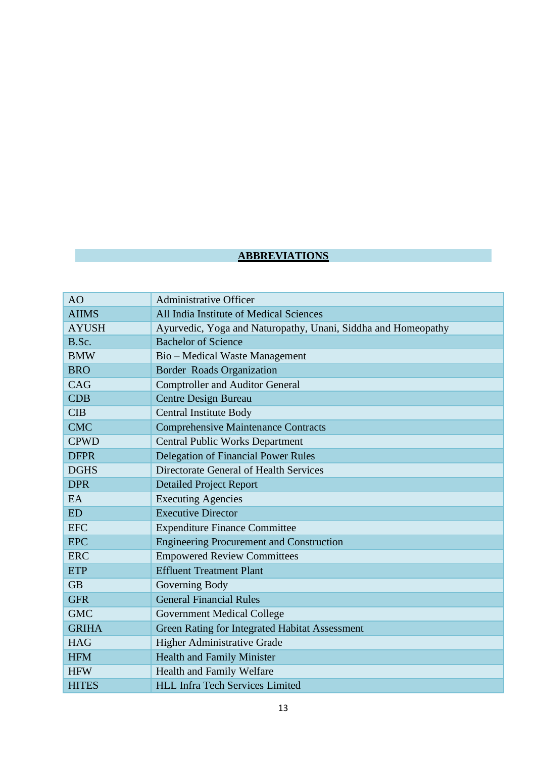## **ABBREVIATIONS**

| | |
|---|---|
| AO | Administrative Officer |
| AIIMS | All India Institute of Medical Sciences |
| AYUSH | Ayurvedic, Yoga and Naturopathy, Unani, Siddha and Homeopathy |
| B.Sc. | Bachelor of Science |
| BMW | Bio – Medical Waste Management |
| BRO | Border Roads Organization |
| CAG | Comptroller and Auditor General |
| CDB | Centre Design Bureau |
| CIB | Central Institute Body |
| CMC | Comprehensive Maintenance Contracts |
| CPWD | Central Public Works Department |
| DFPR | Delegation of Financial Power Rules |
| DGHS | Directorate General of Health Services |
| DPR | Detailed Project Report |
| EA | Executing Agencies |
| ED | Executive Director |
| EFC | Expenditure Finance Committee |
| EPC | Engineering Procurement and Construction |
| ERC | Empowered Review Committees |
| ETP | Effluent Treatment Plant |
| GB | Governing Body |
| GFR | General Financial Rules |
| GMC | Government Medical College |
| GRIHA | Green Rating for Integrated Habitat Assessment |
| HAG | Higher Administrative Grade |
| HFM | Health and Family Minister |
| HFW | Health and Family Welfare |
| HITES | HLL Infra Tech Services Limited |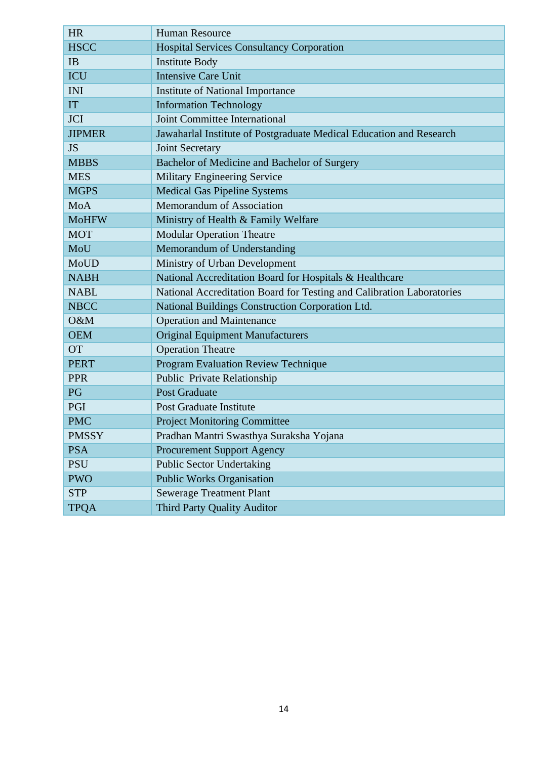| | |
|---|---|
| HR | Human Resource |
| HSCC | Hospital Services Consultancy Corporation |
| IB | Institute Body |
| ICU | Intensive Care Unit |
| INI | Institute of National Importance |
| IT | Information Technology |
| JCI | Joint Committee International |
| JIPMER | Jawaharlal Institute of Postgraduate Medical Education and Research |
| JS | Joint Secretary |
| MBBS | Bachelor of Medicine and Bachelor of Surgery |
| MES | Military Engineering Service |
| MGPS | Medical Gas Pipeline Systems |
| MoA | Memorandum of Association |
| MoHFW | Ministry of Health & Family Welfare |
| MOT | Modular Operation Theatre |
| MoU | Memorandum of Understanding |
| MoUD | Ministry of Urban Development |
| NABH | National Accreditation Board for Hospitals & Healthcare |
| NABL | National Accreditation Board for Testing and Calibration Laboratories |
| NBCC | National Buildings Construction Corporation Ltd. |
| O&M | Operation and Maintenance |
| OEM | Original Equipment Manufacturers |
| OT | Operation Theatre |
| PERT | Program Evaluation Review Technique |
| PPR | Public Private Relationship |
| PG | Post Graduate |
| PGI | Post Graduate Institute |
| PMC | Project Monitoring Committee |
| PMSSY | Pradhan Mantri Swasthya Suraksha Yojana |
| PSA | Procurement Support Agency |
| PSU | Public Sector Undertaking |
| PWO | Public Works Organisation |
| STP | Sewerage Treatment Plant |
| TPQA | Third Party Quality Auditor |